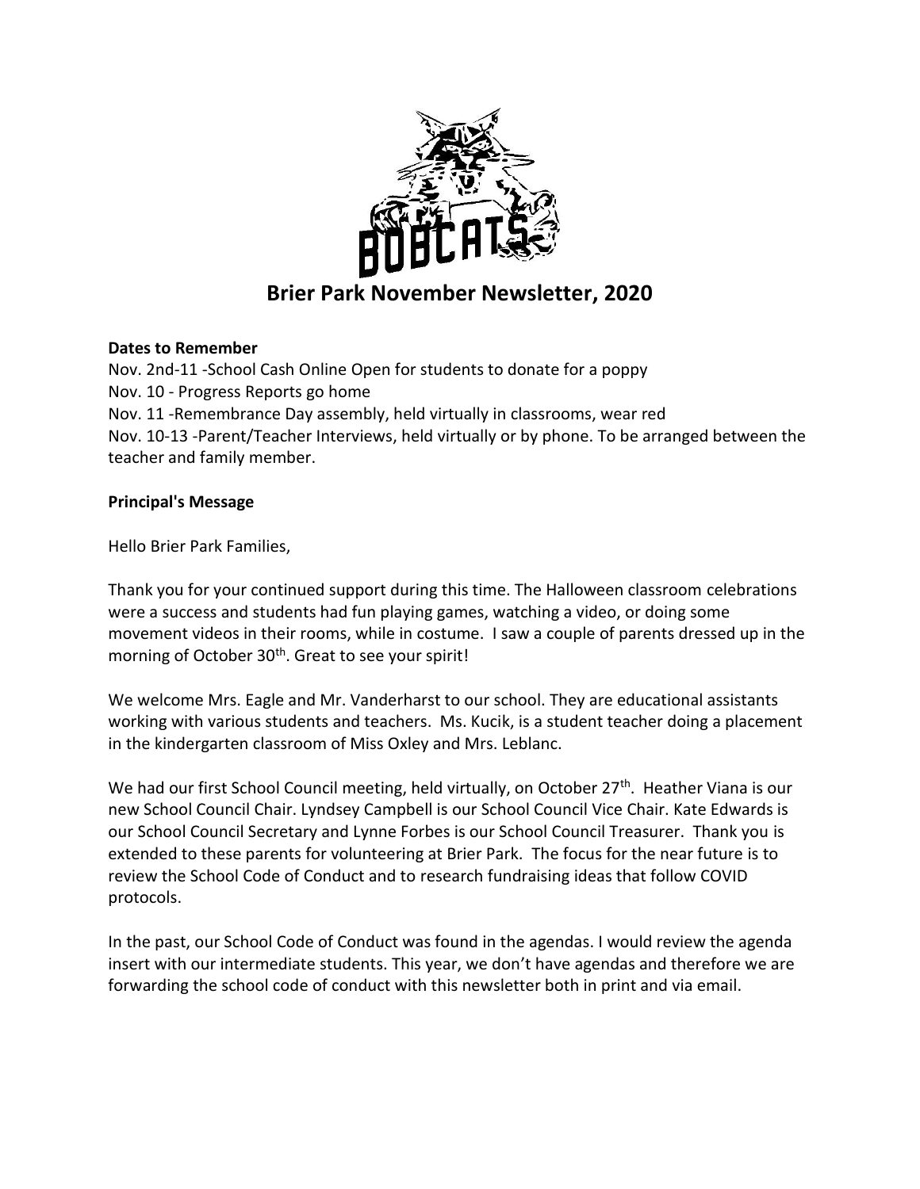# Brier Park November Newsletter, 2020

**Dates to Remember**

Nov. 2nd-11 -School Cash Online Open for students to donate for a poppy
Nov. 10 - Progress Reports go home
Nov. 11 -Remembrance Day assembly, held virtually in classrooms, wear red
Nov. 10-13 -Parent/Teacher Interviews, held virtually or by phone. To be arranged between the teacher and family member.

**Principal's Message**

Hello Brier Park Families,

Thank you for your continued support during this time. The Halloween classroom celebrations were a success and students had fun playing games, watching a video, or doing some movement videos in their rooms, while in costume. I saw a couple of parents dressed up in the morning of October 30th. Great to see your spirit!

We welcome Mrs. Eagle and Mr. Vanderharst to our school. They are educational assistants working with various students and teachers. Ms. Kucik, is a student teacher doing a placement in the kindergarten classroom of Miss Oxley and Mrs. Leblanc.

We had our first School Council meeting, held virtually, on October 27th. Heather Viana is our new School Council Chair. Lyndsey Campbell is our School Council Vice Chair. Kate Edwards is our School Council Secretary and Lynne Forbes is our School Council Treasurer. Thank you is extended to these parents for volunteering at Brier Park. The focus for the near future is to review the School Code of Conduct and to research fundraising ideas that follow COVID protocols.

In the past, our School Code of Conduct was found in the agendas. I would review the agenda insert with our intermediate students. This year, we don't have agendas and therefore we are forwarding the school code of conduct with this newsletter both in print and via email.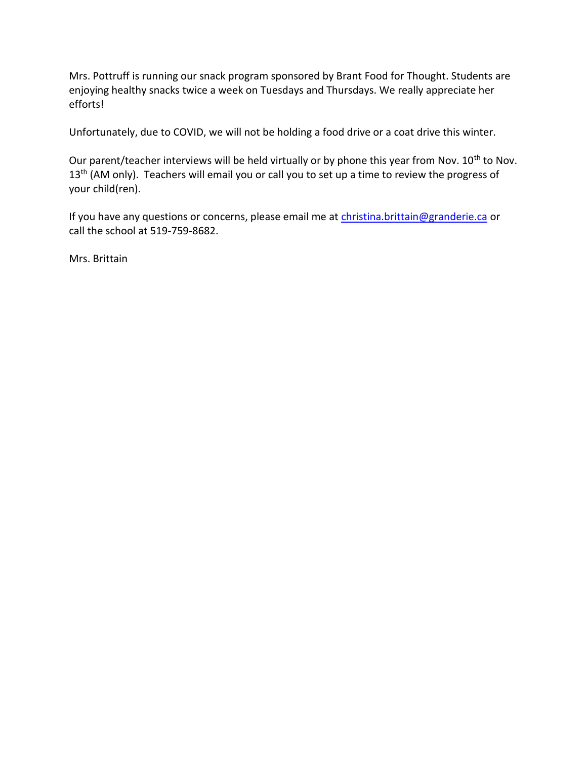Mrs. Pottruff is running our snack program sponsored by Brant Food for Thought. Students are enjoying healthy snacks twice a week on Tuesdays and Thursdays. We really appreciate her efforts!

Unfortunately, due to COVID, we will not be holding a food drive or a coat drive this winter.

Our parent/teacher interviews will be held virtually or by phone this year from Nov. 10th to Nov. 13th (AM only). Teachers will email you or call you to set up a time to review the progress of your child(ren).

If you have any questions or concerns, please email me at christina.brittain@granderie.ca or call the school at 519-759-8682.

Mrs. Brittain